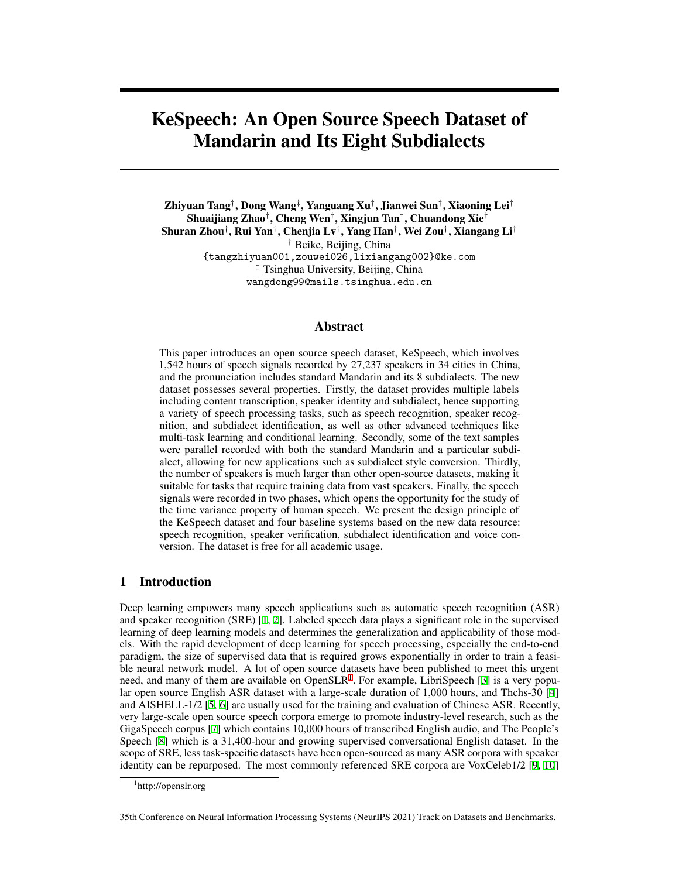# KeSpeech: An Open Source Speech Dataset of Mandarin and Its Eight Subdialects

**Zhiyuan Tang**[†], **Dong Wang**[‡], **Yanguang Xu**[†], **Jianwei Sun**[†], **Xiaoning Lei**[†]
**Shuaijiang Zhao**[†], **Cheng Wen**[†], **Xingjun Tan**[†], **Chuandong Xie**[†]
**Shuran Zhou**[†], **Rui Yan**[†], **Chenjia Lv**[†], **Yang Han**[†], **Wei Zou**[†], **Xiangang Li**[†]

[†] Beike, Beijing, China
{tangzhiyuan001,zouwei026,lixiangang002}@ke.com
[‡] Tsinghua University, Beijing, China
wangdong99@mails.tsinghua.edu.cn

## Abstract

This paper introduces an open source speech dataset, KeSpeech, which involves 1,542 hours of speech signals recorded by 27,237 speakers in 34 cities in China, and the pronunciation includes standard Mandarin and its 8 subdialects. The new dataset possesses several properties. Firstly, the dataset provides multiple labels including content transcription, speaker identity and subdialect, hence supporting a variety of speech processing tasks, such as speech recognition, speaker recognition, and subdialect identification, as well as other advanced techniques like multi-task learning and conditional learning. Secondly, some of the text samples were parallel recorded with both the standard Mandarin and a particular subdialect, allowing for new applications such as subdialect style conversion. Thirdly, the number of speakers is much larger than other open-source datasets, making it suitable for tasks that require training data from vast speakers. Finally, the speech signals were recorded in two phases, which opens the opportunity for the study of the time variance property of human speech. We present the design principle of the KeSpeech dataset and four baseline systems based on the new data resource: speech recognition, speaker verification, subdialect identification and voice conversion. The dataset is free for all academic usage.

## 1 Introduction

Deep learning empowers many speech applications such as automatic speech recognition (ASR) and speaker recognition (SRE) [1, 2]. Labeled speech data plays a significant role in the supervised learning of deep learning models and determines the generalization and applicability of those models. With the rapid development of deep learning for speech processing, especially the end-to-end paradigm, the size of supervised data that is required grows exponentially in order to train a feasible neural network model. A lot of open source datasets have been published to meet this urgent need, and many of them are available on OpenSLR[1]. For example, LibriSpeech [3] is a very popular open source English ASR dataset with a large-scale duration of 1,000 hours, and Thchs-30 [4] and AISHELL-1/2 [5, 6] are usually used for the training and evaluation of Chinese ASR. Recently, very large-scale open source speech corpora emerge to promote industry-level research, such as the GigaSpeech corpus [7] which contains 10,000 hours of transcribed English audio, and The People's Speech [8] which is a 31,400-hour and growing supervised conversational English dataset. In the scope of SRE, less task-specific datasets have been open-sourced as many ASR corpora with speaker identity can be repurposed. The most commonly referenced SRE corpora are VoxCeleb1/2 [9, 10]

[1]http://openslr.org

35th Conference on Neural Information Processing Systems (NeurIPS 2021) Track on Datasets and Benchmarks.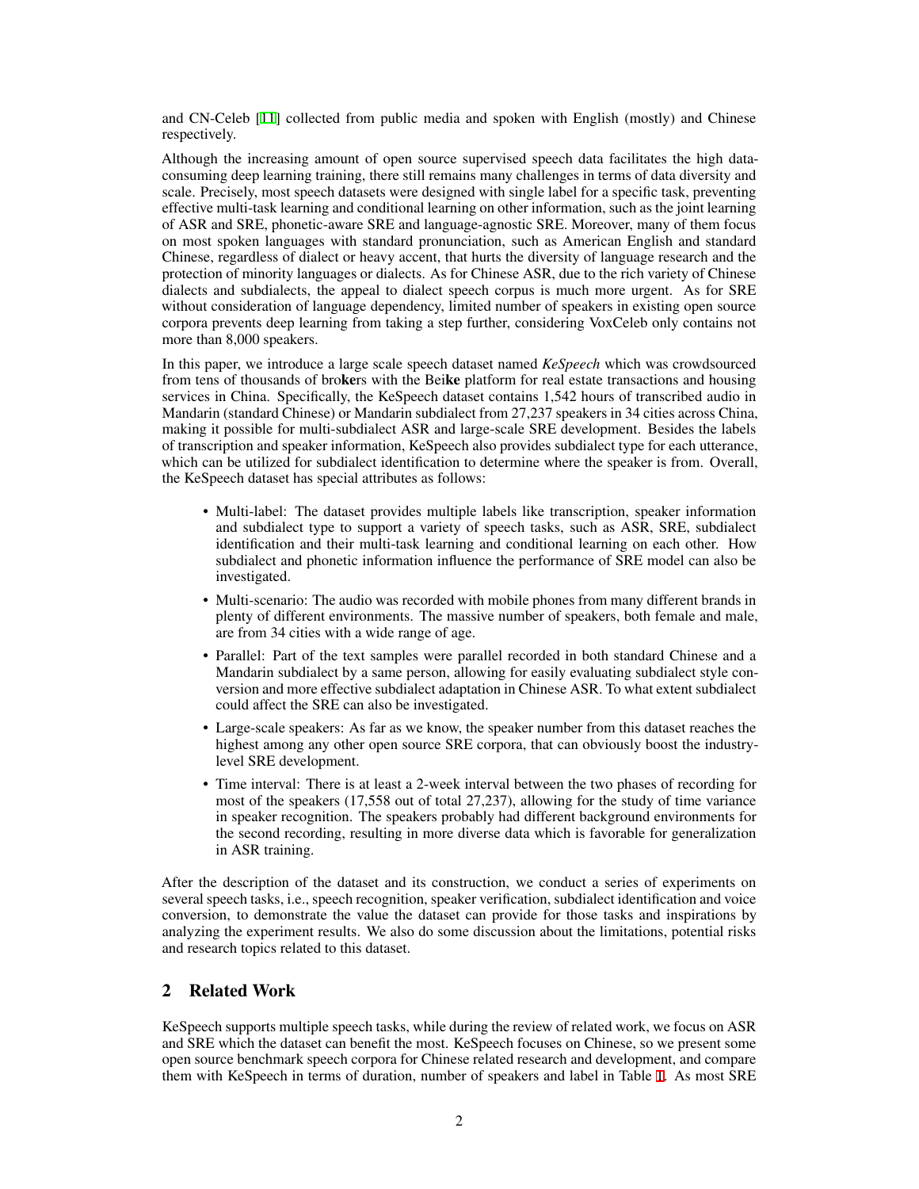and CN-Celeb [11] collected from public media and spoken with English (mostly) and Chinese respectively.

Although the increasing amount of open source supervised speech data facilitates the high data-consuming deep learning training, there still remains many challenges in terms of data diversity and scale. Precisely, most speech datasets were designed with single label for a specific task, preventing effective multi-task learning and conditional learning on other information, such as the joint learning of ASR and SRE, phonetic-aware SRE and language-agnostic SRE. Moreover, many of them focus on most spoken languages with standard pronunciation, such as American English and standard Chinese, regardless of dialect or heavy accent, that hurts the diversity of language research and the protection of minority languages or dialects. As for Chinese ASR, due to the rich variety of Chinese dialects and subdialects, the appeal to dialect speech corpus is much more urgent. As for SRE without consideration of language dependency, limited number of speakers in existing open source corpora prevents deep learning from taking a step further, considering VoxCeleb only contains not more than 8,000 speakers.

In this paper, we introduce a large scale speech dataset named *KeSpeech* which was crowdsourced from tens of thousands of bro**ke**rs with the Bei**ke** platform for real estate transactions and housing services in China. Specifically, the KeSpeech dataset contains 1,542 hours of transcribed audio in Mandarin (standard Chinese) or Mandarin subdialect from 27,237 speakers in 34 cities across China, making it possible for multi-subdialect ASR and large-scale SRE development. Besides the labels of transcription and speaker information, KeSpeech also provides subdialect type for each utterance, which can be utilized for subdialect identification to determine where the speaker is from. Overall, the KeSpeech dataset has special attributes as follows:

- Multi-label: The dataset provides multiple labels like transcription, speaker information and subdialect type to support a variety of speech tasks, such as ASR, SRE, subdialect identification and their multi-task learning and conditional learning on each other. How subdialect and phonetic information influence the performance of SRE model can also be investigated.
- Multi-scenario: The audio was recorded with mobile phones from many different brands in plenty of different environments. The massive number of speakers, both female and male, are from 34 cities with a wide range of age.
- Parallel: Part of the text samples were parallel recorded in both standard Chinese and a Mandarin subdialect by a same person, allowing for easily evaluating subdialect style conversion and more effective subdialect adaptation in Chinese ASR. To what extent subdialect could affect the SRE can also be investigated.
- Large-scale speakers: As far as we know, the speaker number from this dataset reaches the highest among any other open source SRE corpora, that can obviously boost the industry-level SRE development.
- Time interval: There is at least a 2-week interval between the two phases of recording for most of the speakers (17,558 out of total 27,237), allowing for the study of time variance in speaker recognition. The speakers probably had different background environments for the second recording, resulting in more diverse data which is favorable for generalization in ASR training.

After the description of the dataset and its construction, we conduct a series of experiments on several speech tasks, i.e., speech recognition, speaker verification, subdialect identification and voice conversion, to demonstrate the value the dataset can provide for those tasks and inspirations by analyzing the experiment results. We also do some discussion about the limitations, potential risks and research topics related to this dataset.

## 2 Related Work

KeSpeech supports multiple speech tasks, while during the review of related work, we focus on ASR and SRE which the dataset can benefit the most. KeSpeech focuses on Chinese, so we present some open source benchmark speech corpora for Chinese related research and development, and compare them with KeSpeech in terms of duration, number of speakers and label in Table 1. As most SRE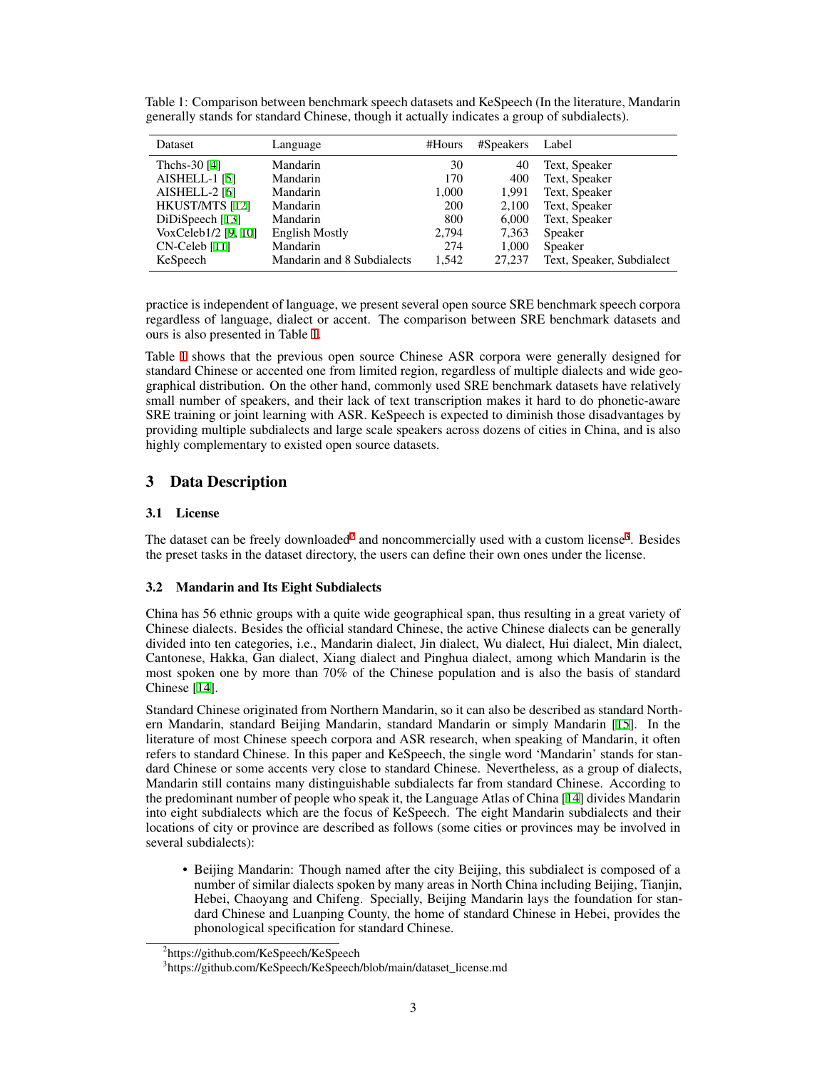Table 1: Comparison between benchmark speech datasets and KeSpeech (In the literature, Mandarin generally stands for standard Chinese, though it actually indicates a group of subdialects).

| Dataset | Language | #Hours | #Speakers | Label |
|---|---|---|---|---|
| Thchs-30 [4] | Mandarin | 30 | 40 | Text, Speaker |
| AISHELL-1 [5] | Mandarin | 170 | 400 | Text, Speaker |
| AISHELL-2 [6] | Mandarin | 1,000 | 1,991 | Text, Speaker |
| HKUST/MTS [12] | Mandarin | 200 | 2,100 | Text, Speaker |
| DiDiSpeech [13] | Mandarin | 800 | 6,000 | Text, Speaker |
| VoxCeleb1/2 [9, 10] | English Mostly | 2,794 | 7,363 | Speaker |
| CN-Celeb [11] | Mandarin | 274 | 1,000 | Speaker |
| KeSpeech | Mandarin and 8 Subdialects | 1,542 | 27,237 | Text, Speaker, Subdialect |

practice is independent of language, we present several open source SRE benchmark speech corpora regardless of language, dialect or accent. The comparison between SRE benchmark datasets and ours is also presented in Table 1.

Table 1 shows that the previous open source Chinese ASR corpora were generally designed for standard Chinese or accented one from limited region, regardless of multiple dialects and wide geographical distribution. On the other hand, commonly used SRE benchmark datasets have relatively small number of speakers, and their lack of text transcription makes it hard to do phonetic-aware SRE training or joint learning with ASR. KeSpeech is expected to diminish those disadvantages by providing multiple subdialects and large scale speakers across dozens of cities in China, and is also highly complementary to existed open source datasets.

## 3 Data Description

### 3.1 License

The dataset can be freely downloaded[2] and noncommercially used with a custom license[3]. Besides the preset tasks in the dataset directory, the users can define their own ones under the license.

### 3.2 Mandarin and Its Eight Subdialects

China has 56 ethnic groups with a quite wide geographical span, thus resulting in a great variety of Chinese dialects. Besides the official standard Chinese, the active Chinese dialects can be generally divided into ten categories, i.e., Mandarin dialect, Jin dialect, Wu dialect, Hui dialect, Min dialect, Cantonese, Hakka, Gan dialect, Xiang dialect and Pinghua dialect, among which Mandarin is the most spoken one by more than 70% of the Chinese population and is also the basis of standard Chinese [14].

Standard Chinese originated from Northern Mandarin, so it can also be described as standard Northern Mandarin, standard Beijing Mandarin, standard Mandarin or simply Mandarin [15]. In the literature of most Chinese speech corpora and ASR research, when speaking of Mandarin, it often refers to standard Chinese. In this paper and KeSpeech, the single word 'Mandarin' stands for standard Chinese or some accents very close to standard Chinese. Nevertheless, as a group of dialects, Mandarin still contains many distinguishable subdialects far from standard Chinese. According to the predominant number of people who speak it, the Language Atlas of China [14] divides Mandarin into eight subdialects which are the focus of KeSpeech. The eight Mandarin subdialects and their locations of city or province are described as follows (some cities or provinces may be involved in several subdialects):

- Beijing Mandarin: Though named after the city Beijing, this subdialect is composed of a number of similar dialects spoken by many areas in North China including Beijing, Tianjin, Hebei, Chaoyang and Chifeng. Specially, Beijing Mandarin lays the foundation for standard Chinese and Luanping County, the home of standard Chinese in Hebei, provides the phonological specification for standard Chinese.

[2] https://github.com/KeSpeech/KeSpeech

[3] https://github.com/KeSpeech/KeSpeech/blob/main/dataset_license.md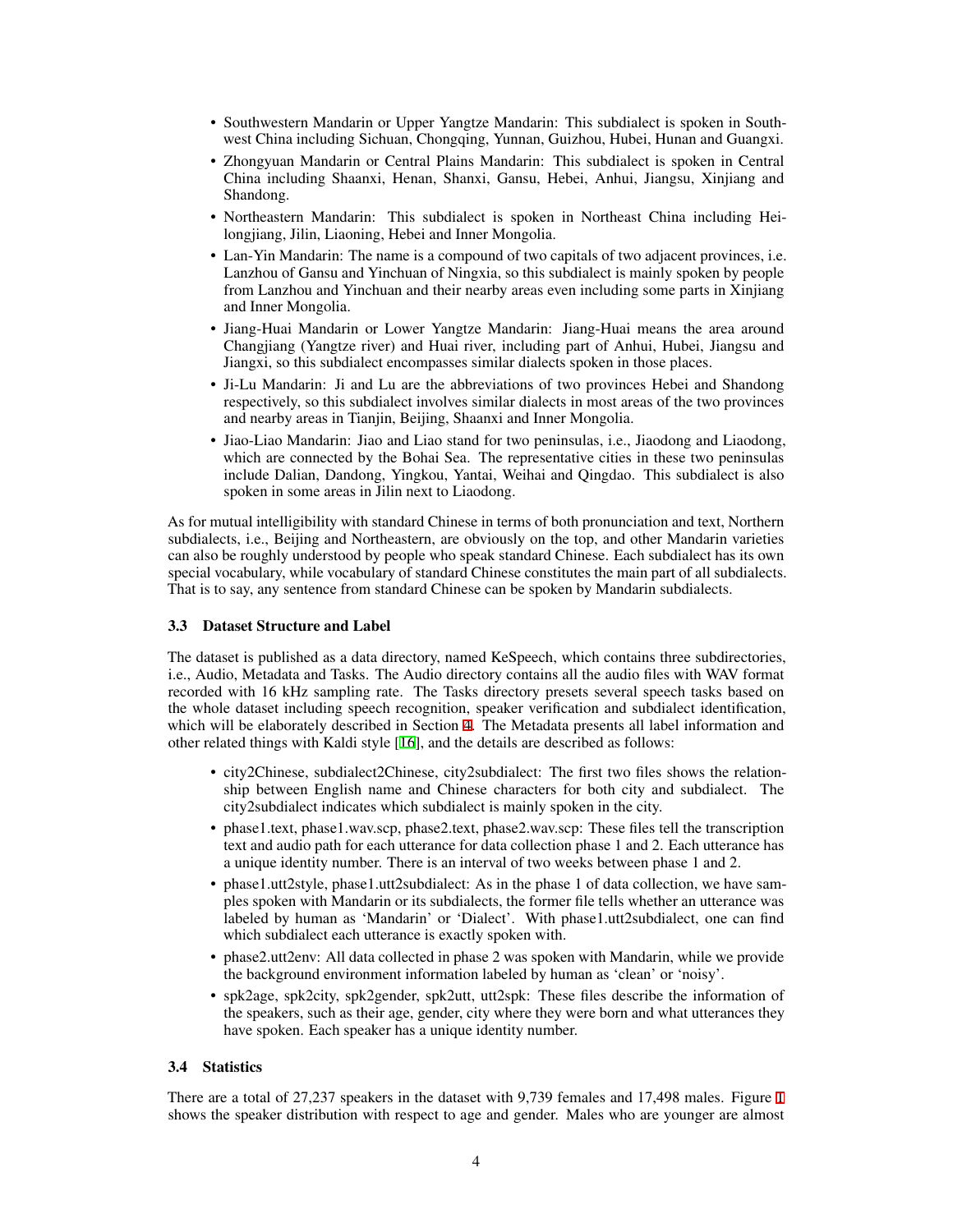- Southwestern Mandarin or Upper Yangtze Mandarin: This subdialect is spoken in Southwest China including Sichuan, Chongqing, Yunnan, Guizhou, Hubei, Hunan and Guangxi.
- Zhongyuan Mandarin or Central Plains Mandarin: This subdialect is spoken in Central China including Shaanxi, Henan, Shanxi, Gansu, Hebei, Anhui, Jiangsu, Xinjiang and Shandong.
- Northeastern Mandarin: This subdialect is spoken in Northeast China including Heilongjiang, Jilin, Liaoning, Hebei and Inner Mongolia.
- Lan-Yin Mandarin: The name is a compound of two capitals of two adjacent provinces, i.e. Lanzhou of Gansu and Yinchuan of Ningxia, so this subdialect is mainly spoken by people from Lanzhou and Yinchuan and their nearby areas even including some parts in Xinjiang and Inner Mongolia.
- Jiang-Huai Mandarin or Lower Yangtze Mandarin: Jiang-Huai means the area around Changjiang (Yangtze river) and Huai river, including part of Anhui, Hubei, Jiangsu and Jiangxi, so this subdialect encompasses similar dialects spoken in those places.
- Ji-Lu Mandarin: Ji and Lu are the abbreviations of two provinces Hebei and Shandong respectively, so this subdialect involves similar dialects in most areas of the two provinces and nearby areas in Tianjin, Beijing, Shaanxi and Inner Mongolia.
- Jiao-Liao Mandarin: Jiao and Liao stand for two peninsulas, i.e., Jiaodong and Liaodong, which are connected by the Bohai Sea. The representative cities in these two peninsulas include Dalian, Dandong, Yingkou, Yantai, Weihai and Qingdao. This subdialect is also spoken in some areas in Jilin next to Liaodong.

As for mutual intelligibility with standard Chinese in terms of both pronunciation and text, Northern subdialects, i.e., Beijing and Northeastern, are obviously on the top, and other Mandarin varieties can also be roughly understood by people who speak standard Chinese. Each subdialect has its own special vocabulary, while vocabulary of standard Chinese constitutes the main part of all subdialects. That is to say, any sentence from standard Chinese can be spoken by Mandarin subdialects.

### 3.3 Dataset Structure and Label

The dataset is published as a data directory, named KeSpeech, which contains three subdirectories, i.e., Audio, Metadata and Tasks. The Audio directory contains all the audio files with WAV format recorded with 16 kHz sampling rate. The Tasks directory presets several speech tasks based on the whole dataset including speech recognition, speaker verification and subdialect identification, which will be elaborately described in Section 4. The Metadata presents all label information and other related things with Kaldi style [16], and the details are described as follows:

- city2Chinese, subdialect2Chinese, city2subdialect: The first two files shows the relationship between English name and Chinese characters for both city and subdialect. The city2subdialect indicates which subdialect is mainly spoken in the city.
- phase1.text, phase1.wav.scp, phase2.text, phase2.wav.scp: These files tell the transcription text and audio path for each utterance for data collection phase 1 and 2. Each utterance has a unique identity number. There is an interval of two weeks between phase 1 and 2.
- phase1.utt2style, phase1.utt2subdialect: As in the phase 1 of data collection, we have samples spoken with Mandarin or its subdialects, the former file tells whether an utterance was labeled by human as 'Mandarin' or 'Dialect'. With phase1.utt2subdialect, one can find which subdialect each utterance is exactly spoken with.
- phase2.utt2env: All data collected in phase 2 was spoken with Mandarin, while we provide the background environment information labeled by human as 'clean' or 'noisy'.
- spk2age, spk2city, spk2gender, spk2utt, utt2spk: These files describe the information of the speakers, such as their age, gender, city where they were born and what utterances they have spoken. Each speaker has a unique identity number.

### 3.4 Statistics

There are a total of 27,237 speakers in the dataset with 9,739 females and 17,498 males. Figure 1 shows the speaker distribution with respect to age and gender. Males who are younger are almost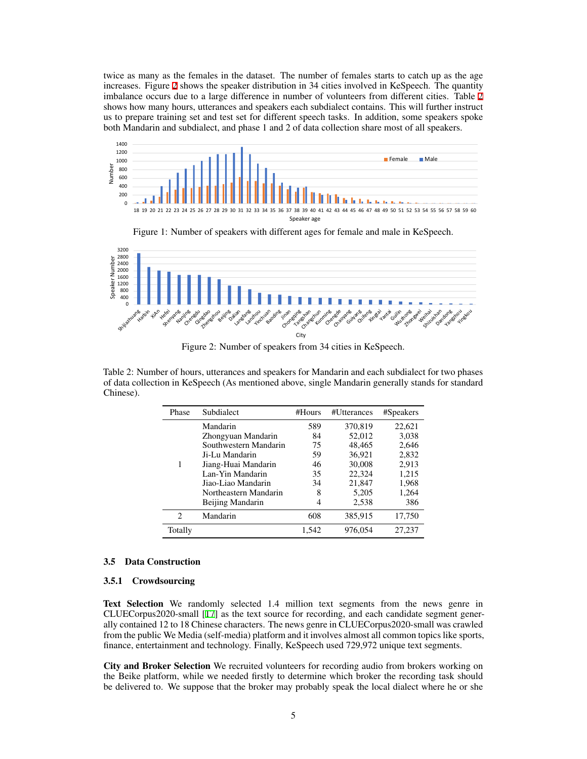twice as many as the females in the dataset. The number of females starts to catch up as the age increases. Figure 2 shows the speaker distribution in 34 cities involved in KeSpeech. The quantity imbalance occurs due to a large difference in number of volunteers from different cities. Table 2 shows how many hours, utterances and speakers each subdialect contains. This will further instruct us to prepare training set and test set for different speech tasks. In addition, some speakers spoke both Mandarin and subdialect, and phase 1 and 2 of data collection share most of all speakers.

Figure 1: Number of speakers with different ages for female and male in KeSpeech.

Figure 2: Number of speakers from 34 cities in KeSpeech.

Table 2: Number of hours, utterances and speakers for Mandarin and each subdialect for two phases of data collection in KeSpeech (As mentioned above, single Mandarin generally stands for standard Chinese).

| Phase | Subdialect | #Hours | #Utterances | #Speakers |
|---|---|---|---|---|
| 1 | Mandarin | 589 | 370,819 | 22,621 |
| | Zhongyuan Mandarin | 84 | 52,012 | 3,038 |
| | Southwestern Mandarin | 75 | 48,465 | 2,646 |
| | Ji-Lu Mandarin | 59 | 36,921 | 2,832 |
| | Jiang-Huai Mandarin | 46 | 30,008 | 2,913 |
| | Lan-Yin Mandarin | 35 | 22,324 | 1,215 |
| | Jiao-Liao Mandarin | 34 | 21,847 | 1,968 |
| | Northeastern Mandarin | 8 | 5,205 | 1,264 |
| | Beijing Mandarin | 4 | 2,538 | 386 |
| 2 | Mandarin | 608 | 385,915 | 17,750 |
| Totally | | 1,542 | 976,054 | 27,237 |

### 3.5 Data Construction

#### 3.5.1 Crowdsourcing

**Text Selection** We randomly selected 1.4 million text segments from the news genre in CLUECorpus2020-small [17] as the text source for recording, and each candidate segment generally contained 12 to 18 Chinese characters. The news genre in CLUECorpus2020-small was crawled from the public We Media (self-media) platform and it involves almost all common topics like sports, finance, entertainment and technology. Finally, KeSpeech used 729,972 unique text segments.

**City and Broker Selection** We recruited volunteers for recording audio from brokers working on the Beike platform, while we needed firstly to determine which broker the recording task should be delivered to. We suppose that the broker may probably speak the local dialect where he or she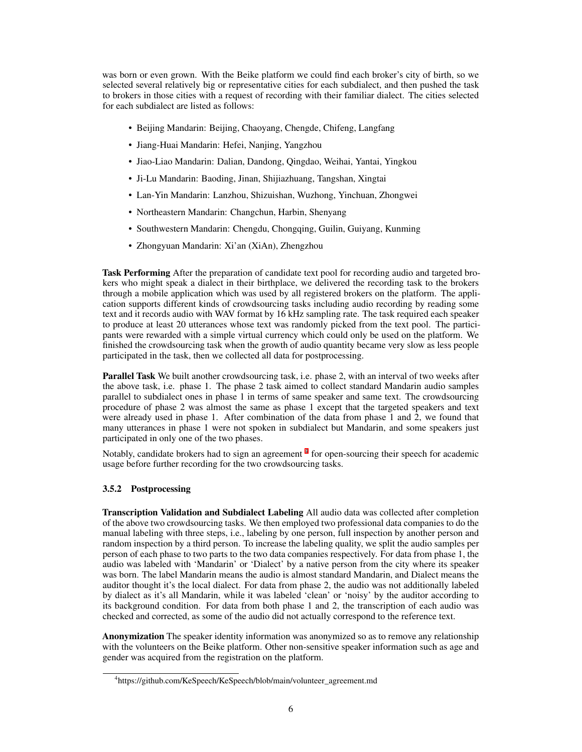was born or even grown. With the Beike platform we could find each broker's city of birth, so we selected several relatively big or representative cities for each subdialect, and then pushed the task to brokers in those cities with a request of recording with their familiar dialect. The cities selected for each subdialect are listed as follows:

- Beijing Mandarin: Beijing, Chaoyang, Chengde, Chifeng, Langfang
- Jiang-Huai Mandarin: Hefei, Nanjing, Yangzhou
- Jiao-Liao Mandarin: Dalian, Dandong, Qingdao, Weihai, Yantai, Yingkou
- Ji-Lu Mandarin: Baoding, Jinan, Shijiazhuang, Tangshan, Xingtai
- Lan-Yin Mandarin: Lanzhou, Shizuishan, Wuzhong, Yinchuan, Zhongwei
- Northeastern Mandarin: Changchun, Harbin, Shenyang
- Southwestern Mandarin: Chengdu, Chongqing, Guilin, Guiyang, Kunming
- Zhongyuan Mandarin: Xi'an (XiAn), Zhengzhou

**Task Performing** After the preparation of candidate text pool for recording audio and targeted brokers who might speak a dialect in their birthplace, we delivered the recording task to the brokers through a mobile application which was used by all registered brokers on the platform. The application supports different kinds of crowdsourcing tasks including audio recording by reading some text and it records audio with WAV format by 16 kHz sampling rate. The task required each speaker to produce at least 20 utterances whose text was randomly picked from the text pool. The participants were rewarded with a simple virtual currency which could only be used on the platform. We finished the crowdsourcing task when the growth of audio quantity became very slow as less people participated in the task, then we collected all data for postprocessing.

**Parallel Task** We built another crowdsourcing task, i.e. phase 2, with an interval of two weeks after the above task, i.e. phase 1. The phase 2 task aimed to collect standard Mandarin audio samples parallel to subdialect ones in phase 1 in terms of same speaker and same text. The crowdsourcing procedure of phase 2 was almost the same as phase 1 except that the targeted speakers and text were already used in phase 1. After combination of the data from phase 1 and 2, we found that many utterances in phase 1 were not spoken in subdialect but Mandarin, and some speakers just participated in only one of the two phases.

Notably, candidate brokers had to sign an agreement [4] for open-sourcing their speech for academic usage before further recording for the two crowdsourcing tasks.

#### 3.5.2 Postprocessing

**Transcription Validation and Subdialect Labeling** All audio data was collected after completion of the above two crowdsourcing tasks. We then employed two professional data companies to do the manual labeling with three steps, i.e., labeling by one person, full inspection by another person and random inspection by a third person. To increase the labeling quality, we split the audio samples per person of each phase to two parts to the two data companies respectively. For data from phase 1, the audio was labeled with 'Mandarin' or 'Dialect' by a native person from the city where its speaker was born. The label Mandarin means the audio is almost standard Mandarin, and Dialect means the auditor thought it's the local dialect. For data from phase 2, the audio was not additionally labeled by dialect as it's all Mandarin, while it was labeled 'clean' or 'noisy' by the auditor according to its background condition. For data from both phase 1 and 2, the transcription of each audio was checked and corrected, as some of the audio did not actually correspond to the reference text.

**Anonymization** The speaker identity information was anonymized so as to remove any relationship with the volunteers on the Beike platform. Other non-sensitive speaker information such as age and gender was acquired from the registration on the platform.

[4] https://github.com/KeSpeech/KeSpeech/blob/main/volunteer_agreement.md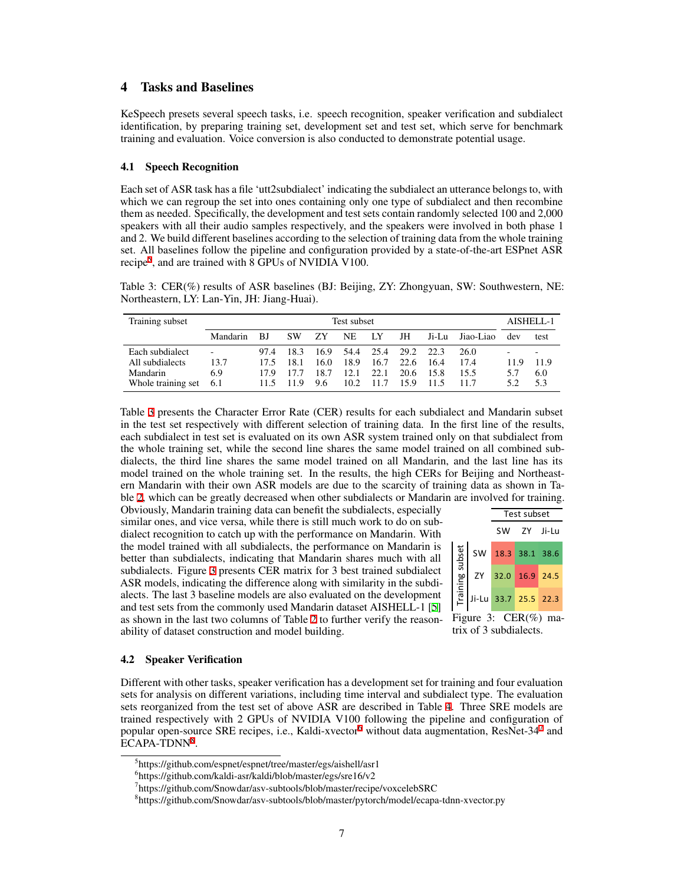## 4 Tasks and Baselines

KeSpeech presets several speech tasks, i.e. speech recognition, speaker verification and subdialect identification, by preparing training set, development set and test set, which serve for benchmark training and evaluation. Voice conversion is also conducted to demonstrate potential usage.

### 4.1 Speech Recognition

Each set of ASR task has a file 'utt2subdialect' indicating the subdialect an utterance belongs to, with which we can regroup the set into ones containing only one type of subdialect and then recombine them as needed. Specifically, the development and test sets contain randomly selected 100 and 2,000 speakers with all their audio samples respectively, and the speakers were involved in both phase 1 and 2. We build different baselines according to the selection of training data from the whole training set. All baselines follow the pipeline and configuration provided by a state-of-the-art ESPnet ASR recipe[5], and are trained with 8 GPUs of NVIDIA V100.

Table 3: CER(%) results of ASR baselines (BJ: Beijing, ZY: Zhongyuan, SW: Southwestern, NE: Northeastern, LY: Lan-Yin, JH: Jiang-Huai).

| Training subset | Test subset | | | | | | | | | AISHELL-1 | |
|---|---|---|---|---|---|---|---|---|---|---|---|
| | Mandarin | BJ | SW | ZY | NE | LY | JH | Ji-Lu | Jiao-Liao | dev | test |
| Each subdialect | - | 97.4 | 18.3 | 16.9 | 54.4 | 25.4 | 29.2 | 22.3 | 26.0 | - | - |
| All subdialects | 13.7 | 17.5 | 18.1 | 16.0 | 18.9 | 16.7 | 22.6 | 16.4 | 17.4 | 11.9 | 11.9 |
| Mandarin | 6.9 | 17.9 | 17.7 | 18.7 | 12.1 | 22.1 | 20.6 | 15.8 | 15.5 | 5.7 | 6.0 |
| Whole training set | 6.1 | 11.5 | 11.9 | 9.6 | 10.2 | 11.7 | 15.9 | 11.5 | 11.7 | 5.2 | 5.3 |

Table 3 presents the Character Error Rate (CER) results for each subdialect and Mandarin subset in the test set respectively with different selection of training data. In the first line of the results, each subdialect in test set is evaluated on its own ASR system trained only on that subdialect from the whole training set, while the second line shares the same model trained on all combined subdialects, the third line shares the same model trained on all Mandarin, and the last line has its model trained on the whole training set. In the results, the high CERs for Beijing and Northeastern Mandarin with their own ASR models are due to the scarcity of training data as shown in Table 2, which can be greatly decreased when other subdialects or Mandarin are involved for training. Obviously, Mandarin training data can benefit the subdialects, especially similar ones, and vice versa, while there is still much work to do on subdialect recognition to catch up with the performance on Mandarin. With the model trained with all subdialects, the performance on Mandarin is better than subdialects, indicating that Mandarin shares much with all subdialects. Figure 3 presents CER matrix for 3 best trained subdialect ASR models, indicating the difference along with similarity in the subdialects. The last 3 baseline models are also evaluated on the development and test sets from the commonly used Mandarin dataset AISHELL-1 [5] as shown in the last two columns of Table 2 to further verify the reasonability of dataset construction and model building.

| Training subset \ Test subset | SW | ZY | Ji-Lu |
|---|---|---|---|
| SW | 18.3 | 38.1 | 38.6 |
| ZY | 32.0 | 16.9 | 24.5 |
| Ji-Lu | 33.7 | 25.5 | 22.3 |

Figure 3: CER(%) matrix of 3 subdialects.

### 4.2 Speaker Verification

Different with other tasks, speaker verification has a development set for training and four evaluation sets for analysis on different variations, including time interval and subdialect type. The evaluation sets reorganized from the test set of above ASR are described in Table 4. Three SRE models are trained respectively with 2 GPUs of NVIDIA V100 following the pipeline and configuration of popular open-source SRE recipes, i.e., Kaldi-xvector[6] without data augmentation, ResNet-34[7] and ECAPA-TDNN[8].

[5] https://github.com/espnet/espnet/tree/master/egs/aishell/asr1

[6] https://github.com/kaldi-asr/kaldi/blob/master/egs/sre16/v2

[7] https://github.com/Snowdar/asv-subtools/blob/master/recipe/voxcelebSRC

[8] https://github.com/Snowdar/asv-subtools/blob/master/pytorch/model/ecapa-tdnn-xvector.py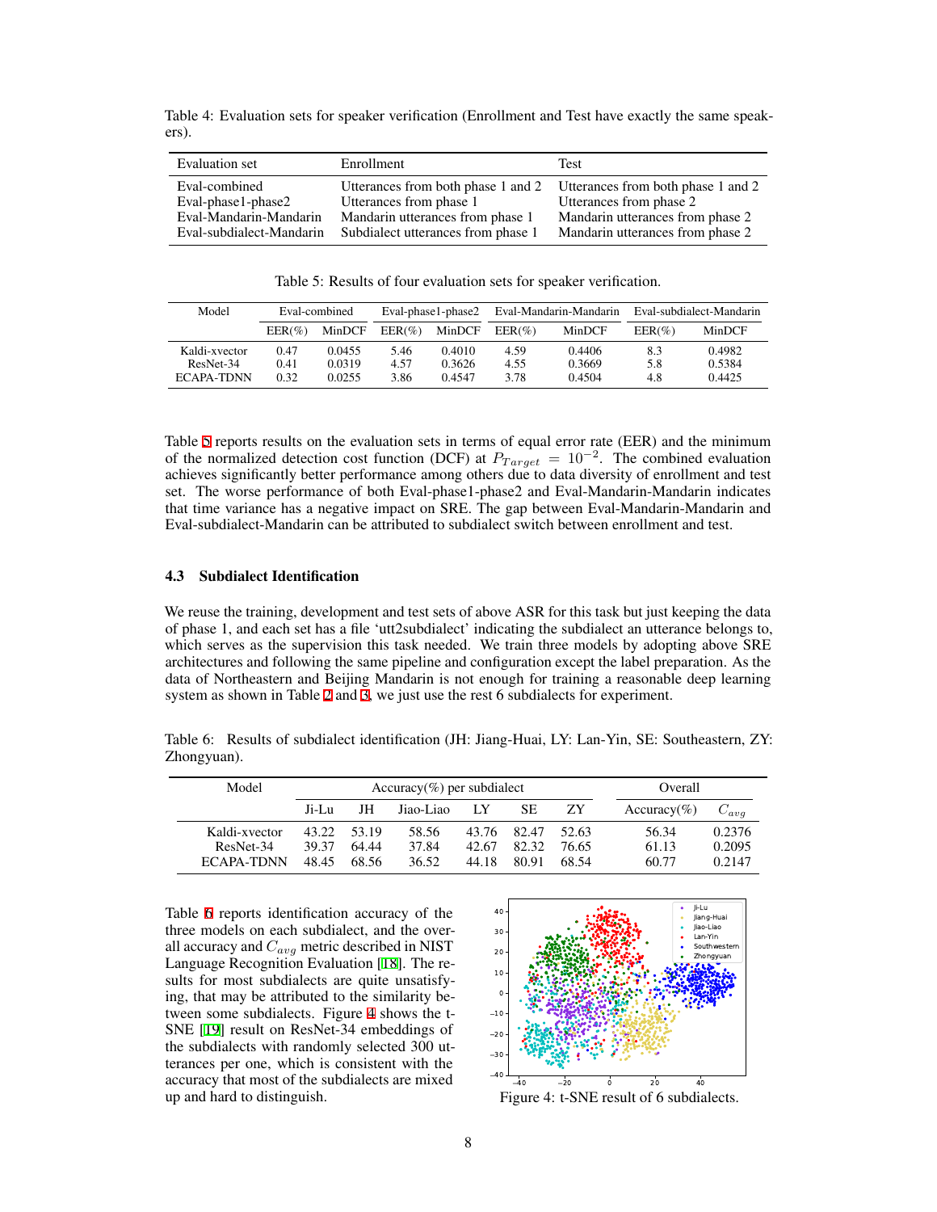Table 4: Evaluation sets for speaker verification (Enrollment and Test have exactly the same speakers).

| Evaluation set | Enrollment | Test |
|---|---|---|
| Eval-combined | Utterances from both phase 1 and 2 | Utterances from both phase 1 and 2 |
| Eval-phase1-phase2 | Utterances from phase 1 | Utterances from phase 2 |
| Eval-Mandarin-Mandarin | Mandarin utterances from phase 1 | Mandarin utterances from phase 2 |
| Eval-subdialect-Mandarin | Subdialect utterances from phase 1 | Mandarin utterances from phase 2 |

Table 5: Results of four evaluation sets for speaker verification.

| Model | Eval-combined | | Eval-phase1-phase2 | | Eval-Mandarin-Mandarin | | Eval-subdialect-Mandarin | |
|---|---|---|---|---|---|---|---|---|
| | EER(%) | MinDCF | EER(%) | MinDCF | EER(%) | MinDCF | EER(%) | MinDCF |
| Kaldi-xvector | 0.47 | 0.0455 | 5.46 | 0.4010 | 4.59 | 0.4406 | 8.3 | 0.4982 |
| ResNet-34 | 0.41 | 0.0319 | 4.57 | 0.3626 | 4.55 | 0.3669 | 5.8 | 0.5384 |
| ECAPA-TDNN | 0.32 | 0.0255 | 3.86 | 0.4547 | 3.78 | 0.4504 | 4.8 | 0.4425 |

Table 5 reports results on the evaluation sets in terms of equal error rate (EER) and the minimum of the normalized detection cost function (DCF) at $P_{Target} = 10^{-2}$. The combined evaluation achieves significantly better performance among others due to data diversity of enrollment and test set. The worse performance of both Eval-phase1-phase2 and Eval-Mandarin-Mandarin indicates that time variance has a negative impact on SRE. The gap between Eval-Mandarin-Mandarin and Eval-subdialect-Mandarin can be attributed to subdialect switch between enrollment and test.

### 4.3 Subdialect Identification

We reuse the training, development and test sets of above ASR for this task but just keeping the data of phase 1, and each set has a file 'utt2subdialect' indicating the subdialect an utterance belongs to, which serves as the supervision this task needed. We train three models by adopting above SRE architectures and following the same pipeline and configuration except the label preparation. As the data of Northeastern and Beijing Mandarin is not enough for training a reasonable deep learning system as shown in Table 2 and 3, we just use the rest 6 subdialects for experiment.

Table 6: Results of subdialect identification (JH: Jiang-Huai, LY: Lan-Yin, SE: Southeastern, ZY: Zhongyuan).

| Model | Accuracy(%) per subdialect | | | | | | Overall | |
|---|---|---|---|---|---|---|---|---|
| | Ji-Lu | JH | Jiao-Liao | LY | SE | ZY | Accuracy(%) | $C_{avg}$ |
| Kaldi-xvector | 43.22 | 53.19 | 58.56 | 43.76 | 82.47 | 52.63 | 56.34 | 0.2376 |
| ResNet-34 | 39.37 | 64.44 | 37.84 | 42.67 | 82.32 | 76.65 | 61.13 | 0.2095 |
| ECAPA-TDNN | 48.45 | 68.56 | 36.52 | 44.18 | 80.91 | 68.54 | 60.77 | 0.2147 |

Table 6 reports identification accuracy of the three models on each subdialect, and the overall accuracy and $C_{avg}$ metric described in NIST Language Recognition Evaluation [18]. The results for most subdialects are quite unsatisfying, that may be attributed to the similarity between some subdialects. Figure 4 shows the t-SNE [19] result on ResNet-34 embeddings of the subdialects with randomly selected 300 utterances per one, which is consistent with the accuracy that most of the subdialects are mixed up and hard to distinguish.

Figure 4: t-SNE result of 6 subdialects.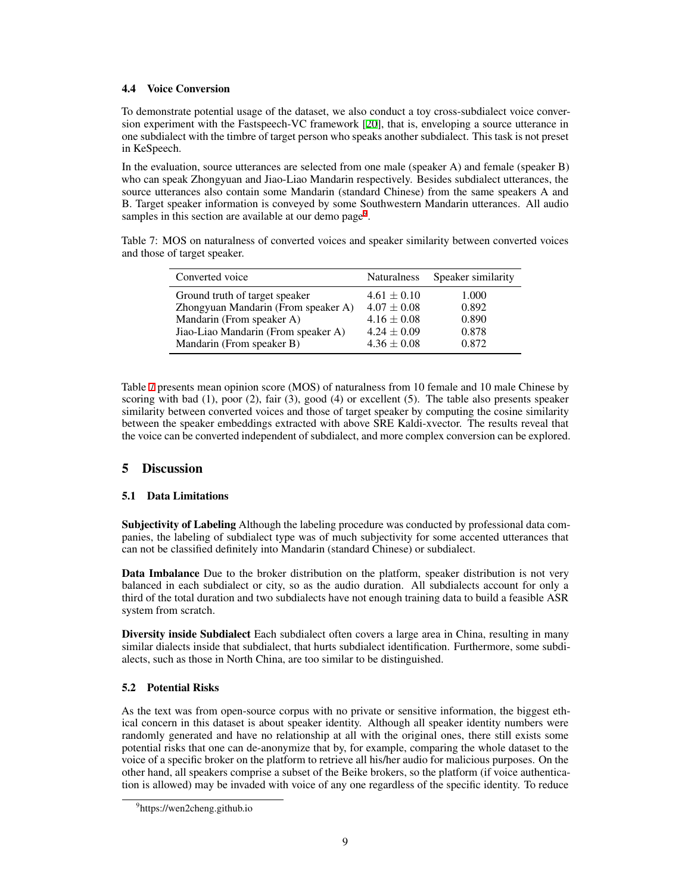### 4.4 Voice Conversion

To demonstrate potential usage of the dataset, we also conduct a toy cross-subdialect voice conversion experiment with the Fastspeech-VC framework [20], that is, enveloping a source utterance in one subdialect with the timbre of target person who speaks another subdialect. This task is not preset in KeSpeech.

In the evaluation, source utterances are selected from one male (speaker A) and female (speaker B) who can speak Zhongyuan and Jiao-Liao Mandarin respectively. Besides subdialect utterances, the source utterances also contain some Mandarin (standard Chinese) from the same speakers A and B. Target speaker information is conveyed by some Southwestern Mandarin utterances. All audio samples in this section are available at our demo page[9].

Table 7: MOS on naturalness of converted voices and speaker similarity between converted voices and those of target speaker.

| Converted voice | Naturalness | Speaker similarity |
| --- | --- | --- |
| Ground truth of target speaker | $4.61 \pm 0.10$ | 1.000 |
| Zhongyuan Mandarin (From speaker A) | $4.07 \pm 0.08$ | 0.892 |
| Mandarin (From speaker A) | $4.16 \pm 0.08$ | 0.890 |
| Jiao-Liao Mandarin (From speaker A) | $4.24 \pm 0.09$ | 0.878 |
| Mandarin (From speaker B) | $4.36 \pm 0.08$ | 0.872 |

Table 7 presents mean opinion score (MOS) of naturalness from 10 female and 10 male Chinese by scoring with bad (1), poor (2), fair (3), good (4) or excellent (5). The table also presents speaker similarity between converted voices and those of target speaker by computing the cosine similarity between the speaker embeddings extracted with above SRE Kaldi-xvector. The results reveal that the voice can be converted independent of subdialect, and more complex conversion can be explored.

## 5 Discussion

### 5.1 Data Limitations

**Subjectivity of Labeling** Although the labeling procedure was conducted by professional data companies, the labeling of subdialect type was of much subjectivity for some accented utterances that can not be classified definitely into Mandarin (standard Chinese) or subdialect.

**Data Imbalance** Due to the broker distribution on the platform, speaker distribution is not very balanced in each subdialect or city, so as the audio duration. All subdialects account for only a third of the total duration and two subdialects have not enough training data to build a feasible ASR system from scratch.

**Diversity inside Subdialect** Each subdialect often covers a large area in China, resulting in many similar dialects inside that subdialect, that hurts subdialect identification. Furthermore, some subdialects, such as those in North China, are too similar to be distinguished.

### 5.2 Potential Risks

As the text was from open-source corpus with no private or sensitive information, the biggest ethical concern in this dataset is about speaker identity. Although all speaker identity numbers were randomly generated and have no relationship at all with the original ones, there still exists some potential risks that one can de-anonymize that by, for example, comparing the whole dataset to the voice of a specific broker on the platform to retrieve all his/her audio for malicious purposes. On the other hand, all speakers comprise a subset of the Beike brokers, so the platform (if voice authentication is allowed) may be invaded with voice of any one regardless of the specific identity. To reduce

[9] https://wen2cheng.github.io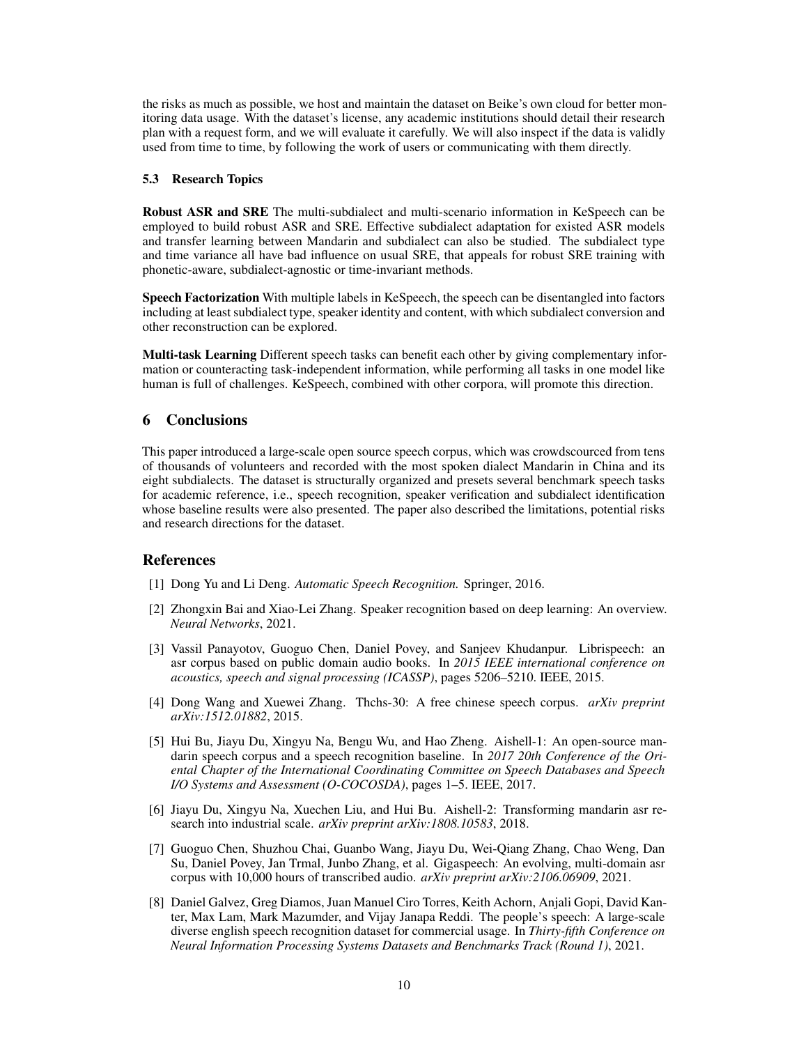the risks as much as possible, we host and maintain the dataset on Beike's own cloud for better monitoring data usage. With the dataset's license, any academic institutions should detail their research plan with a request form, and we will evaluate it carefully. We will also inspect if the data is validly used from time to time, by following the work of users or communicating with them directly.

### 5.3 Research Topics

**Robust ASR and SRE** The multi-subdialect and multi-scenario information in KeSpeech can be employed to build robust ASR and SRE. Effective subdialect adaptation for existed ASR models and transfer learning between Mandarin and subdialect can also be studied. The subdialect type and time variance all have bad influence on usual SRE, that appeals for robust SRE training with phonetic-aware, subdialect-agnostic or time-invariant methods.

**Speech Factorization** With multiple labels in KeSpeech, the speech can be disentangled into factors including at least subdialect type, speaker identity and content, with which subdialect conversion and other reconstruction can be explored.

**Multi-task Learning** Different speech tasks can benefit each other by giving complementary information or counteracting task-independent information, while performing all tasks in one model like human is full of challenges. KeSpeech, combined with other corpora, will promote this direction.

## 6 Conclusions

This paper introduced a large-scale open source speech corpus, which was crowdscourced from tens of thousands of volunteers and recorded with the most spoken dialect Mandarin in China and its eight subdialects. The dataset is structurally organized and presets several benchmark speech tasks for academic reference, i.e., speech recognition, speaker verification and subdialect identification whose baseline results were also presented. The paper also described the limitations, potential risks and research directions for the dataset.

## References

[1] Dong Yu and Li Deng. *Automatic Speech Recognition.* Springer, 2016.

[2] Zhongxin Bai and Xiao-Lei Zhang. Speaker recognition based on deep learning: An overview. *Neural Networks*, 2021.

[3] Vassil Panayotov, Guoguo Chen, Daniel Povey, and Sanjeev Khudanpur. Librispeech: an asr corpus based on public domain audio books. In *2015 IEEE international conference on acoustics, speech and signal processing (ICASSP)*, pages 5206–5210. IEEE, 2015.

[4] Dong Wang and Xuewei Zhang. Thchs-30: A free chinese speech corpus. *arXiv preprint arXiv:1512.01882*, 2015.

[5] Hui Bu, Jiayu Du, Xingyu Na, Bengu Wu, and Hao Zheng. Aishell-1: An open-source mandarin speech corpus and a speech recognition baseline. In *2017 20th Conference of the Oriental Chapter of the International Coordinating Committee on Speech Databases and Speech I/O Systems and Assessment (O-COCOSDA)*, pages 1–5. IEEE, 2017.

[6] Jiayu Du, Xingyu Na, Xuechen Liu, and Hui Bu. Aishell-2: Transforming mandarin asr research into industrial scale. *arXiv preprint arXiv:1808.10583*, 2018.

[7] Guoguo Chen, Shuzhou Chai, Guanbo Wang, Jiayu Du, Wei-Qiang Zhang, Chao Weng, Dan Su, Daniel Povey, Jan Trmal, Junbo Zhang, et al. Gigaspeech: An evolving, multi-domain asr corpus with 10,000 hours of transcribed audio. *arXiv preprint arXiv:2106.06909*, 2021.

[8] Daniel Galvez, Greg Diamos, Juan Manuel Ciro Torres, Keith Achorn, Anjali Gopi, David Kanter, Max Lam, Mark Mazumder, and Vijay Janapa Reddi. The people's speech: A large-scale diverse english speech recognition dataset for commercial usage. In *Thirty-fifth Conference on Neural Information Processing Systems Datasets and Benchmarks Track (Round 1)*, 2021.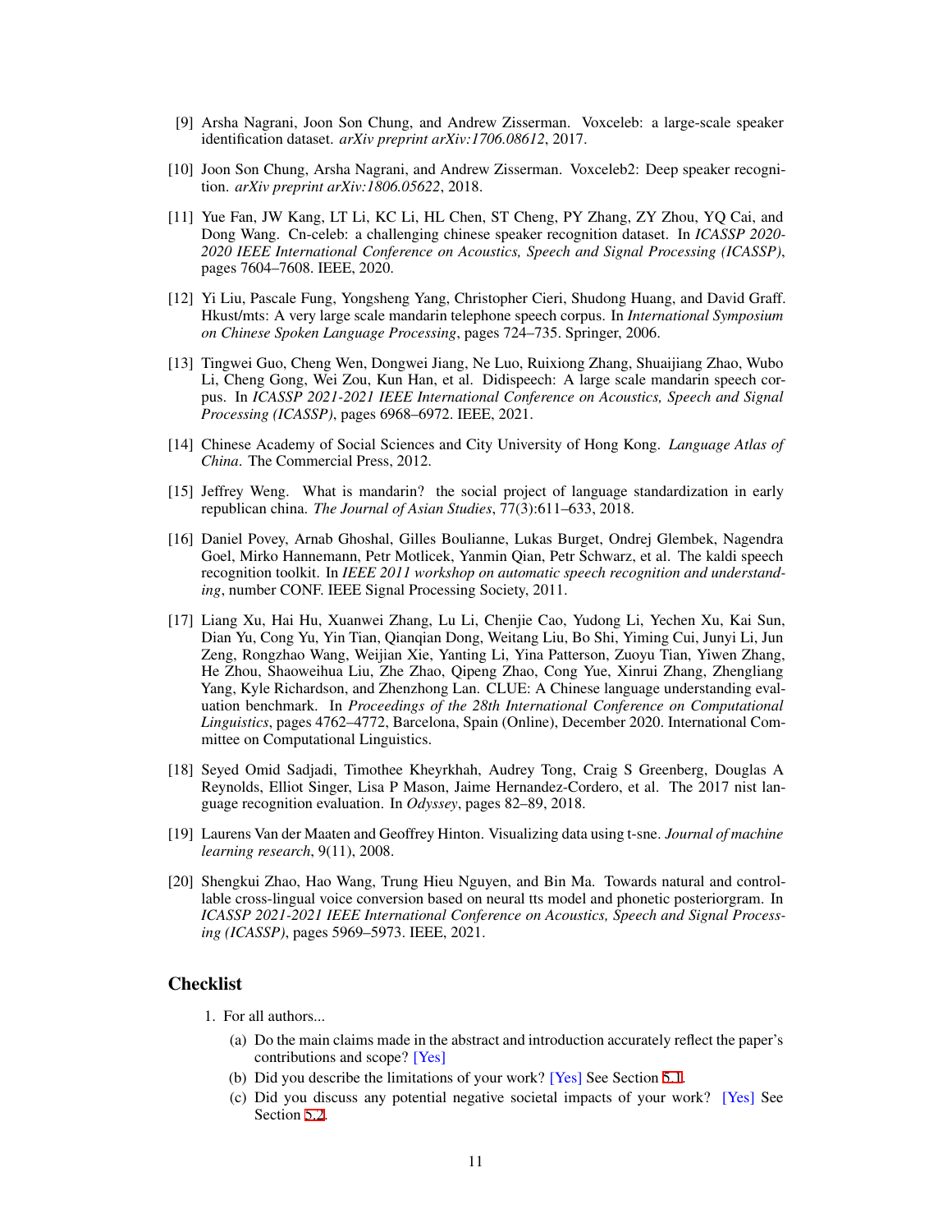[9] Arsha Nagrani, Joon Son Chung, and Andrew Zisserman. Voxceleb: a large-scale speaker identification dataset. *arXiv preprint arXiv:1706.08612*, 2017.

[10] Joon Son Chung, Arsha Nagrani, and Andrew Zisserman. Voxceleb2: Deep speaker recognition. *arXiv preprint arXiv:1806.05622*, 2018.

[11] Yue Fan, JW Kang, LT Li, KC Li, HL Chen, ST Cheng, PY Zhang, ZY Zhou, YQ Cai, and Dong Wang. Cn-celeb: a challenging chinese speaker recognition dataset. In *ICASSP 2020-2020 IEEE International Conference on Acoustics, Speech and Signal Processing (ICASSP)*, pages 7604–7608. IEEE, 2020.

[12] Yi Liu, Pascale Fung, Yongsheng Yang, Christopher Cieri, Shudong Huang, and David Graff. Hkust/mts: A very large scale mandarin telephone speech corpus. In *International Symposium on Chinese Spoken Language Processing*, pages 724–735. Springer, 2006.

[13] Tingwei Guo, Cheng Wen, Dongwei Jiang, Ne Luo, Ruixiong Zhang, Shuaijiang Zhao, Wubo Li, Cheng Gong, Wei Zou, Kun Han, et al. Didispeech: A large scale mandarin speech corpus. In *ICASSP 2021-2021 IEEE International Conference on Acoustics, Speech and Signal Processing (ICASSP)*, pages 6968–6972. IEEE, 2021.

[14] Chinese Academy of Social Sciences and City University of Hong Kong. *Language Atlas of China*. The Commercial Press, 2012.

[15] Jeffrey Weng. What is mandarin? the social project of language standardization in early republican china. *The Journal of Asian Studies*, 77(3):611–633, 2018.

[16] Daniel Povey, Arnab Ghoshal, Gilles Boulianne, Lukas Burget, Ondrej Glembek, Nagendra Goel, Mirko Hannemann, Petr Motlicek, Yanmin Qian, Petr Schwarz, et al. The kaldi speech recognition toolkit. In *IEEE 2011 workshop on automatic speech recognition and understanding*, number CONF. IEEE Signal Processing Society, 2011.

[17] Liang Xu, Hai Hu, Xuanwei Zhang, Lu Li, Chenjie Cao, Yudong Li, Yechen Xu, Kai Sun, Dian Yu, Cong Yu, Yin Tian, Qianqian Dong, Weitang Liu, Bo Shi, Yiming Cui, Junyi Li, Jun Zeng, Rongzhao Wang, Weijian Xie, Yanting Li, Yina Patterson, Zuoyu Tian, Yiwen Zhang, He Zhou, Shaoweihua Liu, Zhe Zhao, Qipeng Zhao, Cong Yue, Xinrui Zhang, Zhengliang Yang, Kyle Richardson, and Zhenzhong Lan. CLUE: A Chinese language understanding evaluation benchmark. In *Proceedings of the 28th International Conference on Computational Linguistics*, pages 4762–4772, Barcelona, Spain (Online), December 2020. International Committee on Computational Linguistics.

[18] Seyed Omid Sadjadi, Timothee Kheyrkhah, Audrey Tong, Craig S Greenberg, Douglas A Reynolds, Elliot Singer, Lisa P Mason, Jaime Hernandez-Cordero, et al. The 2017 nist language recognition evaluation. In *Odyssey*, pages 82–89, 2018.

[19] Laurens Van der Maaten and Geoffrey Hinton. Visualizing data using t-sne. *Journal of machine learning research*, 9(11), 2008.

[20] Shengkui Zhao, Hao Wang, Trung Hieu Nguyen, and Bin Ma. Towards natural and controllable cross-lingual voice conversion based on neural tts model and phonetic posteriorgram. In *ICASSP 2021-2021 IEEE International Conference on Acoustics, Speech and Signal Processing (ICASSP)*, pages 5969–5973. IEEE, 2021.

## Checklist

1. For all authors...
   (a) Do the main claims made in the abstract and introduction accurately reflect the paper's contributions and scope? [Yes]
   (b) Did you describe the limitations of your work? [Yes] See Section 5.1.
   (c) Did you discuss any potential negative societal impacts of your work? [Yes] See Section 5.2.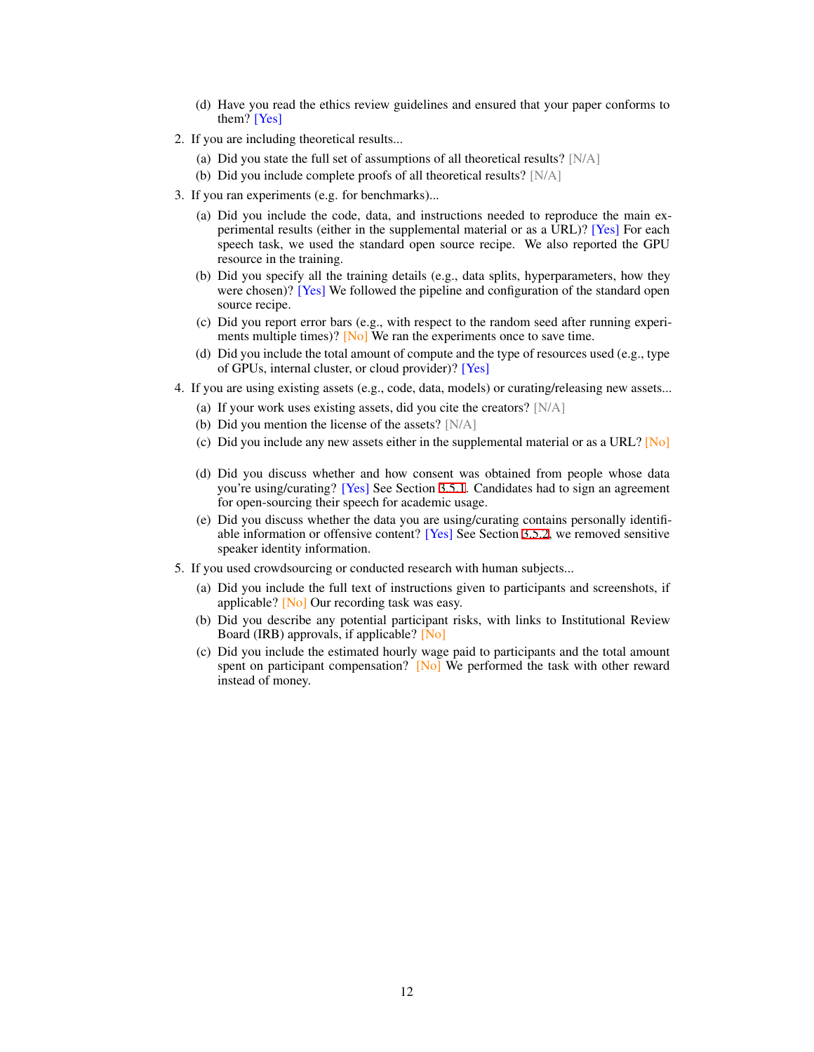(d) Have you read the ethics review guidelines and ensured that your paper conforms to them? [Yes]

2. If you are including theoretical results...
   (a) Did you state the full set of assumptions of all theoretical results? [N/A]
   (b) Did you include complete proofs of all theoretical results? [N/A]
3. If you ran experiments (e.g. for benchmarks)...
   (a) Did you include the code, data, and instructions needed to reproduce the main experimental results (either in the supplemental material or as a URL)? [Yes] For each speech task, we used the standard open source recipe. We also reported the GPU resource in the training.
   (b) Did you specify all the training details (e.g., data splits, hyperparameters, how they were chosen)? [Yes] We followed the pipeline and configuration of the standard open source recipe.
   (c) Did you report error bars (e.g., with respect to the random seed after running experiments multiple times)? [No] We ran the experiments once to save time.
   (d) Did you include the total amount of compute and the type of resources used (e.g., type of GPUs, internal cluster, or cloud provider)? [Yes]
4. If you are using existing assets (e.g., code, data, models) or curating/releasing new assets...
   (a) If your work uses existing assets, did you cite the creators? [N/A]
   (b) Did you mention the license of the assets? [N/A]
   (c) Did you include any new assets either in the supplemental material or as a URL? [No]
   (d) Did you discuss whether and how consent was obtained from people whose data you're using/curating? [Yes] See Section 3.5.1. Candidates had to sign an agreement for open-sourcing their speech for academic usage.
   (e) Did you discuss whether the data you are using/curating contains personally identifiable information or offensive content? [Yes] See Section 3.5.2, we removed sensitive speaker identity information.
5. If you used crowdsourcing or conducted research with human subjects...
   (a) Did you include the full text of instructions given to participants and screenshots, if applicable? [No] Our recording task was easy.
   (b) Did you describe any potential participant risks, with links to Institutional Review Board (IRB) approvals, if applicable? [No]
   (c) Did you include the estimated hourly wage paid to participants and the total amount spent on participant compensation? [No] We performed the task with other reward instead of money.